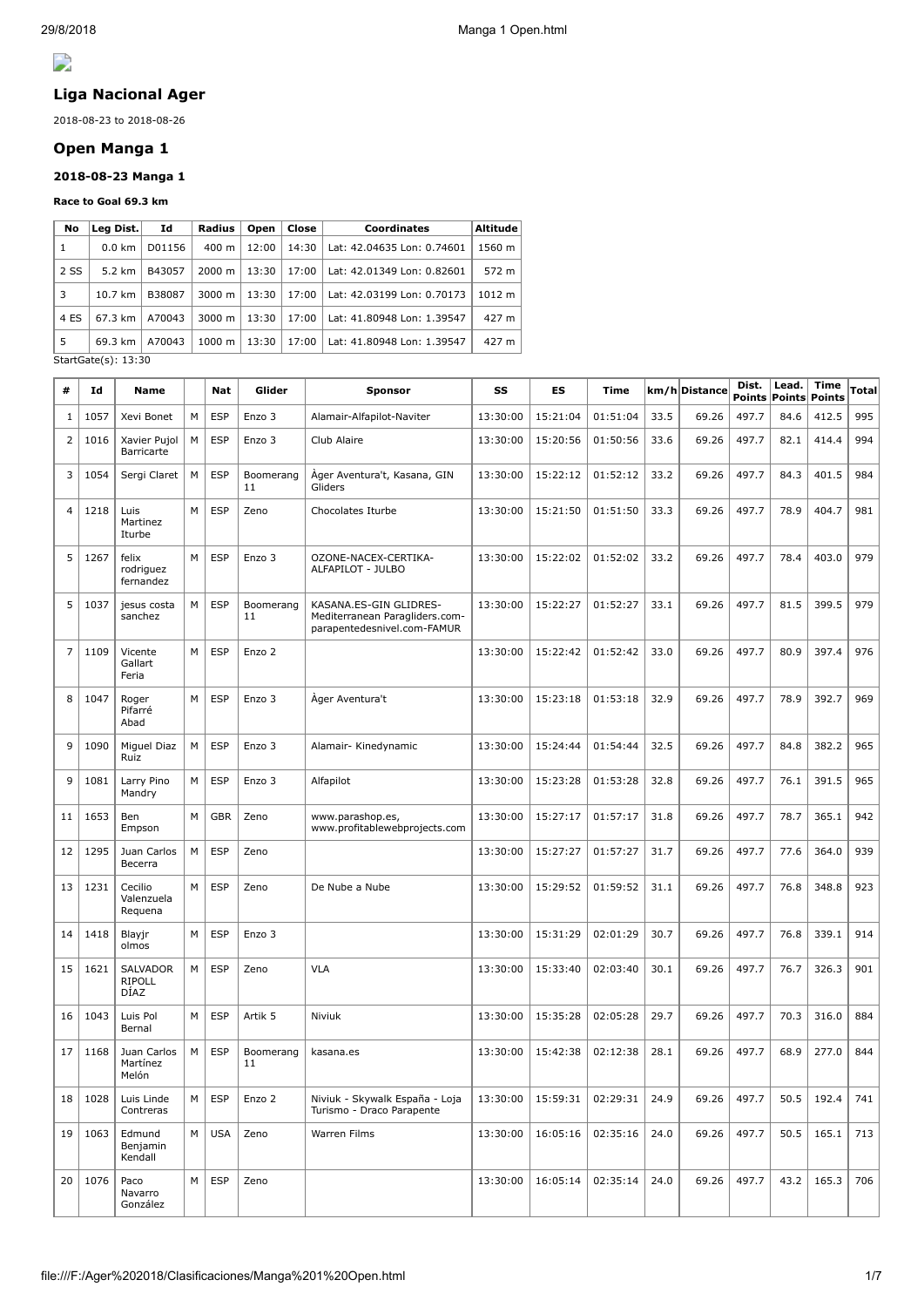## Liga Nacional Ager

2018-08-23 to 2018-08-26

## Open Manga 1

### 2018-08-23 Manga 1

**Race to Goal 69.3 km**

| No | Leg Dist. | Id | Radius | Open | Close | Coordinates | Altitude |
|---|---|---|---|---|---|---|---|
| 1 | 0.0 km | D01156 | 400 m | 12:00 | 14:30 | Lat: 42.04635 Lon: 0.74601 | 1560 m |
| 2 SS | 5.2 km | B43057 | 2000 m | 13:30 | 17:00 | Lat: 42.01349 Lon: 0.82601 | 572 m |
| 3 | 10.7 km | B38087 | 3000 m | 13:30 | 17:00 | Lat: 42.03199 Lon: 0.70173 | 1012 m |
| 4 ES | 67.3 km | A70043 | 3000 m | 13:30 | 17:00 | Lat: 41.80948 Lon: 1.39547 | 427 m |
| 5 | 69.3 km | A70043 | 1000 m | 13:30 | 17:00 | Lat: 41.80948 Lon: 1.39547 | 427 m |

StartGate(s): 13:30

| # | Id | Name | | Nat | Glider | Sponsor | SS | ES | Time | km/h | Distance | Dist. Points | Lead. Points | Time Points | Total |
|---|---|---|---|---|---|---|---|---|---|---|---|---|---|---|---|
| 1 | 1057 | Xevi Bonet | M | ESP | Enzo 3 | Alamair-Alfapilot-Naviter | 13:30:00 | 15:21:04 | 01:51:04 | 33.5 | 69.26 | 497.7 | 84.6 | 412.5 | 995 |
| 2 | 1016 | Xavier Pujol Barricarte | M | ESP | Enzo 3 | Club Alaire | 13:30:00 | 15:20:56 | 01:50:56 | 33.6 | 69.26 | 497.7 | 82.1 | 414.4 | 994 |
| 3 | 1054 | Sergi Claret | M | ESP | Boomerang 11 | Àger Aventura't, Kasana, GIN Gliders | 13:30:00 | 15:22:12 | 01:52:12 | 33.2 | 69.26 | 497.7 | 84.3 | 401.5 | 984 |
| 4 | 1218 | Luis Martinez Iturbe | M | ESP | Zeno | Chocolates Iturbe | 13:30:00 | 15:21:50 | 01:51:50 | 33.3 | 69.26 | 497.7 | 78.9 | 404.7 | 981 |
| 5 | 1267 | felix rodriguez fernandez | M | ESP | Enzo 3 | OZONE-NACEX-CERTIKA-ALFAPILOT - JULBO | 13:30:00 | 15:22:02 | 01:52:02 | 33.2 | 69.26 | 497.7 | 78.4 | 403.0 | 979 |
| 5 | 1037 | jesus costa sanchez | M | ESP | Boomerang 11 | KASANA.ES-GIN GLIDRES-Mediterranean Paragliders.com-parapentedesnivel.com-FAMUR | 13:30:00 | 15:22:27 | 01:52:27 | 33.1 | 69.26 | 497.7 | 81.5 | 399.5 | 979 |
| 7 | 1109 | Vicente Gallart Feria | M | ESP | Enzo 2 | | 13:30:00 | 15:22:42 | 01:52:42 | 33.0 | 69.26 | 497.7 | 80.9 | 397.4 | 976 |
| 8 | 1047 | Roger Pifarré Abad | M | ESP | Enzo 3 | Àger Aventura't | 13:30:00 | 15:23:18 | 01:53:18 | 32.9 | 69.26 | 497.7 | 78.9 | 392.7 | 969 |
| 9 | 1090 | Miguel Diaz Ruiz | M | ESP | Enzo 3 | Alamair- Kinedynamic | 13:30:00 | 15:24:44 | 01:54:44 | 32.5 | 69.26 | 497.7 | 84.8 | 382.2 | 965 |
| 9 | 1081 | Larry Pino Mandry | M | ESP | Enzo 3 | Alfapilot | 13:30:00 | 15:23:28 | 01:53:28 | 32.8 | 69.26 | 497.7 | 76.1 | 391.5 | 965 |
| 11 | 1653 | Ben Empson | M | GBR | Zeno | www.parashop.es, www.profitablewebprojects.com | 13:30:00 | 15:27:17 | 01:57:17 | 31.8 | 69.26 | 497.7 | 78.7 | 365.1 | 942 |
| 12 | 1295 | Juan Carlos Becerra | M | ESP | Zeno | | 13:30:00 | 15:27:27 | 01:57:27 | 31.7 | 69.26 | 497.7 | 77.6 | 364.0 | 939 |
| 13 | 1231 | Cecilio Valenzuela Requena | M | ESP | Zeno | De Nube a Nube | 13:30:00 | 15:29:52 | 01:59:52 | 31.1 | 69.26 | 497.7 | 76.8 | 348.8 | 923 |
| 14 | 1418 | Blayjr olmos | M | ESP | Enzo 3 | | 13:30:00 | 15:31:29 | 02:01:29 | 30.7 | 69.26 | 497.7 | 76.8 | 339.1 | 914 |
| 15 | 1621 | SALVADOR RIPOLL DÍAZ | M | ESP | Zeno | VLA | 13:30:00 | 15:33:40 | 02:03:40 | 30.1 | 69.26 | 497.7 | 76.7 | 326.3 | 901 |
| 16 | 1043 | Luis Pol Bernal | M | ESP | Artik 5 | Niviuk | 13:30:00 | 15:35:28 | 02:05:28 | 29.7 | 69.26 | 497.7 | 70.3 | 316.0 | 884 |
| 17 | 1168 | Juan Carlos Martínez Melón | M | ESP | Boomerang 11 | kasana.es | 13:30:00 | 15:42:38 | 02:12:38 | 28.1 | 69.26 | 497.7 | 68.9 | 277.0 | 844 |
| 18 | 1028 | Luis Linde Contreras | M | ESP | Enzo 2 | Niviuk - Skywalk España - Loja Turismo - Draco Parapente | 13:30:00 | 15:59:31 | 02:29:31 | 24.9 | 69.26 | 497.7 | 50.5 | 192.4 | 741 |
| 19 | 1063 | Edmund Benjamin Kendall | M | USA | Zeno | Warren Films | 13:30:00 | 16:05:16 | 02:35:16 | 24.0 | 69.26 | 497.7 | 50.5 | 165.1 | 713 |
| 20 | 1076 | Paco Navarro González | M | ESP | Zeno | | 13:30:00 | 16:05:14 | 02:35:14 | 24.0 | 69.26 | 497.7 | 43.2 | 165.3 | 706 |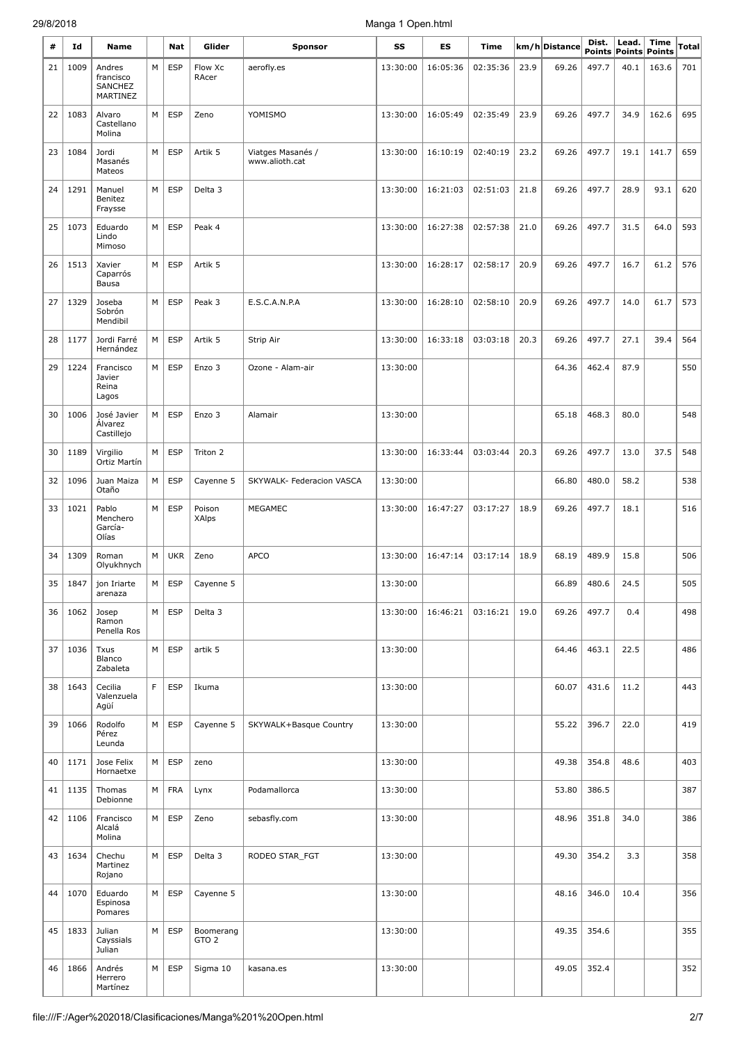| # | Id | Name | | Nat | Glider | Sponsor | SS | ES | Time | km/h | Distance | Dist. Points | Lead. Points | Time Points | Total |
|---|---|---|---|---|---|---|---|---|---|---|---|---|---|---|---|
| 21 | 1009 | Andres francisco SANCHEZ MARTINEZ | M | ESP | Flow Xc RAcer | aerofly.es | 13:30:00 | 16:05:36 | 02:35:36 | 23.9 | 69.26 | 497.7 | 40.1 | 163.6 | 701 |
| 22 | 1083 | Alvaro Castellano Molina | M | ESP | Zeno | YOMISMO | 13:30:00 | 16:05:49 | 02:35:49 | 23.9 | 69.26 | 497.7 | 34.9 | 162.6 | 695 |
| 23 | 1084 | Jordi Masanés Mateos | M | ESP | Artik 5 | Viatges Masanés / www.alioth.cat | 13:30:00 | 16:10:19 | 02:40:19 | 23.2 | 69.26 | 497.7 | 19.1 | 141.7 | 659 |
| 24 | 1291 | Manuel Benitez Fraysse | M | ESP | Delta 3 | | 13:30:00 | 16:21:03 | 02:51:03 | 21.8 | 69.26 | 497.7 | 28.9 | 93.1 | 620 |
| 25 | 1073 | Eduardo Lindo Mimoso | M | ESP | Peak 4 | | 13:30:00 | 16:27:38 | 02:57:38 | 21.0 | 69.26 | 497.7 | 31.5 | 64.0 | 593 |
| 26 | 1513 | Xavier Caparrós Bausa | M | ESP | Artik 5 | | 13:30:00 | 16:28:17 | 02:58:17 | 20.9 | 69.26 | 497.7 | 16.7 | 61.2 | 576 |
| 27 | 1329 | Joseba Sobrón Mendibil | M | ESP | Peak 3 | E.S.C.A.N.P.A | 13:30:00 | 16:28:10 | 02:58:10 | 20.9 | 69.26 | 497.7 | 14.0 | 61.7 | 573 |
| 28 | 1177 | Jordi Farré Hernández | M | ESP | Artik 5 | Strip Air | 13:30:00 | 16:33:18 | 03:03:18 | 20.3 | 69.26 | 497.7 | 27.1 | 39.4 | 564 |
| 29 | 1224 | Francisco Javier Reina Lagos | M | ESP | Enzo 3 | Ozone - Alam-air | 13:30:00 | | | | 64.36 | 462.4 | 87.9 | | 550 |
| 30 | 1006 | José Javier Álvarez Castillejo | M | ESP | Enzo 3 | Alamair | 13:30:00 | | | | 65.18 | 468.3 | 80.0 | | 548 |
| 30 | 1189 | Virgilio Ortiz Martín | M | ESP | Triton 2 | | 13:30:00 | 16:33:44 | 03:03:44 | 20.3 | 69.26 | 497.7 | 13.0 | 37.5 | 548 |
| 32 | 1096 | Juan Maiza Otaño | M | ESP | Cayenne 5 | SKYWALK- Federacion VASCA | 13:30:00 | | | | 66.80 | 480.0 | 58.2 | | 538 |
| 33 | 1021 | Pablo Menchero García-Olías | M | ESP | Poison XAlps | MEGAMEC | 13:30:00 | 16:47:27 | 03:17:27 | 18.9 | 69.26 | 497.7 | 18.1 | | 516 |
| 34 | 1309 | Roman Olyukhnych | M | UKR | Zeno | APCO | 13:30:00 | 16:47:14 | 03:17:14 | 18.9 | 68.19 | 489.9 | 15.8 | | 506 |
| 35 | 1847 | jon Iriarte arenaza | M | ESP | Cayenne 5 | | 13:30:00 | | | | 66.89 | 480.6 | 24.5 | | 505 |
| 36 | 1062 | Josep Ramon Penella Ros | M | ESP | Delta 3 | | 13:30:00 | 16:46:21 | 03:16:21 | 19.0 | 69.26 | 497.7 | 0.4 | | 498 |
| 37 | 1036 | Txus Blanco Zabaleta | M | ESP | artik 5 | | 13:30:00 | | | | 64.46 | 463.1 | 22.5 | | 486 |
| 38 | 1643 | Cecilia Valenzuela Agüí | F | ESP | Ikuma | | 13:30:00 | | | | 60.07 | 431.6 | 11.2 | | 443 |
| 39 | 1066 | Rodolfo Pérez Leunda | M | ESP | Cayenne 5 | SKYWALK+Basque Country | 13:30:00 | | | | 55.22 | 396.7 | 22.0 | | 419 |
| 40 | 1171 | Jose Felix Hornaetxe | M | ESP | zeno | | 13:30:00 | | | | 49.38 | 354.8 | 48.6 | | 403 |
| 41 | 1135 | Thomas Debionne | M | FRA | Lynx | Podamallorca | 13:30:00 | | | | 53.80 | 386.5 | | | 387 |
| 42 | 1106 | Francisco Alcalá Molina | M | ESP | Zeno | sebasfly.com | 13:30:00 | | | | 48.96 | 351.8 | 34.0 | | 386 |
| 43 | 1634 | Chechu Martinez Rojano | M | ESP | Delta 3 | RODEO STAR_FGT | 13:30:00 | | | | 49.30 | 354.2 | 3.3 | | 358 |
| 44 | 1070 | Eduardo Espinosa Pomares | M | ESP | Cayenne 5 | | 13:30:00 | | | | 48.16 | 346.0 | 10.4 | | 356 |
| 45 | 1833 | Julian Cayssials Julian | M | ESP | Boomerang GTO 2 | | 13:30:00 | | | | 49.35 | 354.6 | | | 355 |
| 46 | 1866 | Andrés Herrero Martínez | M | ESP | Sigma 10 | kasana.es | 13:30:00 | | | | 49.05 | 352.4 | | | 352 |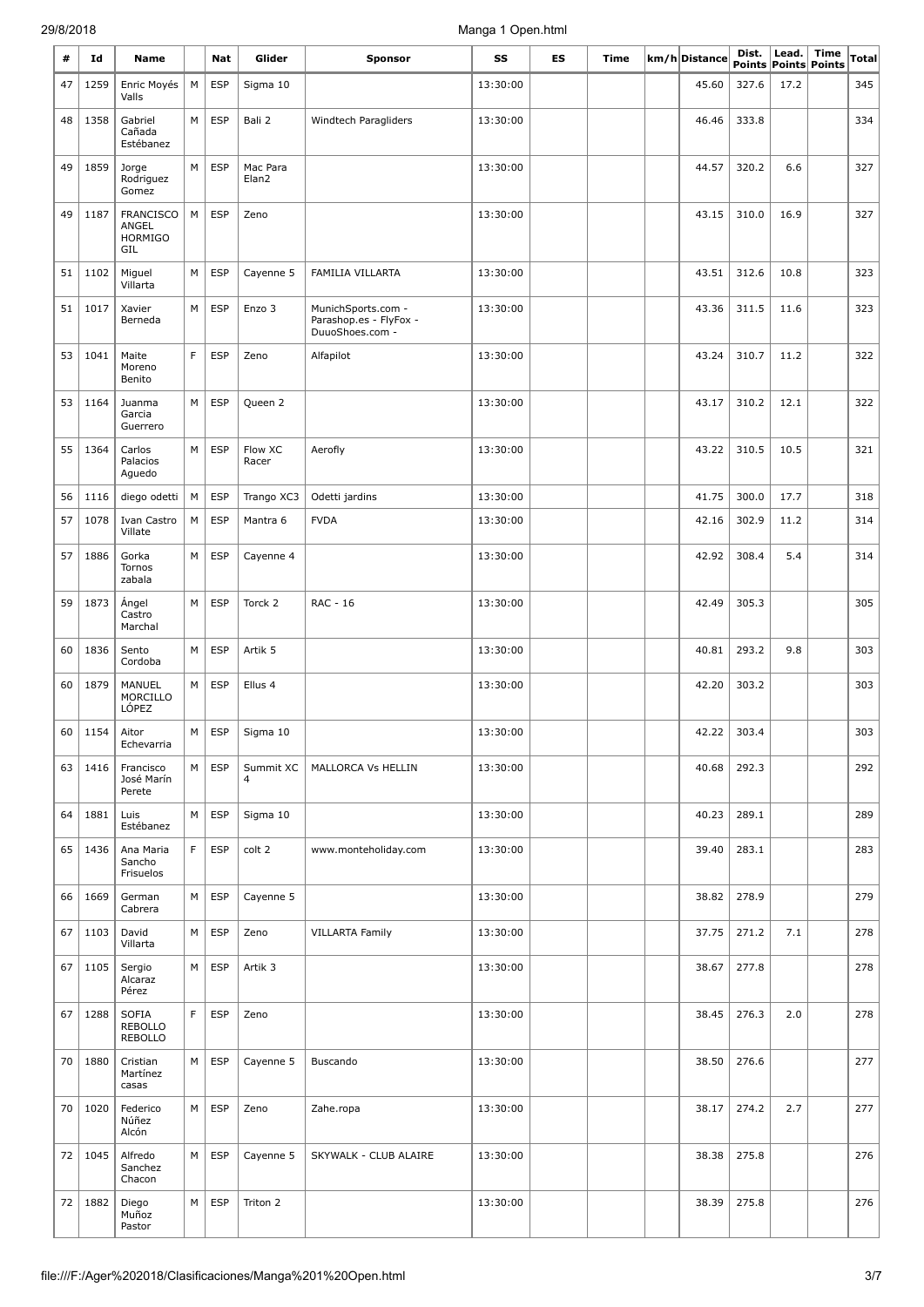| # | Id | Name | | Nat | Glider | Sponsor | SS | ES | Time | km/h | Distance | Dist. Points | Lead. Points | Time Points | Total |
|---|---|---|---|---|---|---|---|---|---|---|---|---|---|---|---|
| 47 | 1259 | Enric Moyés Valls | M | ESP | Sigma 10 | | 13:30:00 | | | | 45.60 | 327.6 | 17.2 | | 345 |
| 48 | 1358 | Gabriel Cañada Estébanez | M | ESP | Bali 2 | Windtech Paragliders | 13:30:00 | | | | 46.46 | 333.8 | | | 334 |
| 49 | 1859 | Jorge Rodriguez Gomez | M | ESP | Mac Para Elan2 | | 13:30:00 | | | | 44.57 | 320.2 | 6.6 | | 327 |
| 49 | 1187 | FRANCISCO ANGEL HORMIGO GIL | M | ESP | Zeno | | 13:30:00 | | | | 43.15 | 310.0 | 16.9 | | 327 |
| 51 | 1102 | Miguel Villarta | M | ESP | Cayenne 5 | FAMILIA VILLARTA | 13:30:00 | | | | 43.51 | 312.6 | 10.8 | | 323 |
| 51 | 1017 | Xavier Berneda | M | ESP | Enzo 3 | MunichSports.com - Parashop.es - FlyFox - DuuoShoes.com - | 13:30:00 | | | | 43.36 | 311.5 | 11.6 | | 323 |
| 53 | 1041 | Maite Moreno Benito | F | ESP | Zeno | Alfapilot | 13:30:00 | | | | 43.24 | 310.7 | 11.2 | | 322 |
| 53 | 1164 | Juanma Garcia Guerrero | M | ESP | Queen 2 | | 13:30:00 | | | | 43.17 | 310.2 | 12.1 | | 322 |
| 55 | 1364 | Carlos Palacios Aguedo | M | ESP | Flow XC Racer | Aerofly | 13:30:00 | | | | 43.22 | 310.5 | 10.5 | | 321 |
| 56 | 1116 | diego odetti | M | ESP | Trango XC3 | Odetti jardins | 13:30:00 | | | | 41.75 | 300.0 | 17.7 | | 318 |
| 57 | 1078 | Ivan Castro Villate | M | ESP | Mantra 6 | FVDA | 13:30:00 | | | | 42.16 | 302.9 | 11.2 | | 314 |
| 57 | 1886 | Gorka Tornos zabala | M | ESP | Cayenne 4 | | 13:30:00 | | | | 42.92 | 308.4 | 5.4 | | 314 |
| 59 | 1873 | Ángel Castro Marchal | M | ESP | Torck 2 | RAC - 16 | 13:30:00 | | | | 42.49 | 305.3 | | | 305 |
| 60 | 1836 | Sento Cordoba | M | ESP | Artik 5 | | 13:30:00 | | | | 40.81 | 293.2 | 9.8 | | 303 |
| 60 | 1879 | MANUEL MORCILLO LÓPEZ | M | ESP | Ellus 4 | | 13:30:00 | | | | 42.20 | 303.2 | | | 303 |
| 60 | 1154 | Aitor Echevarria | M | ESP | Sigma 10 | | 13:30:00 | | | | 42.22 | 303.4 | | | 303 |
| 63 | 1416 | Francisco José Marín Perete | M | ESP | Summit XC 4 | MALLORCA Vs HELLIN | 13:30:00 | | | | 40.68 | 292.3 | | | 292 |
| 64 | 1881 | Luis Estébanez | M | ESP | Sigma 10 | | 13:30:00 | | | | 40.23 | 289.1 | | | 289 |
| 65 | 1436 | Ana Maria Sancho Frisuelos | F | ESP | colt 2 | www.monteholiday.com | 13:30:00 | | | | 39.40 | 283.1 | | | 283 |
| 66 | 1669 | German Cabrera | M | ESP | Cayenne 5 | | 13:30:00 | | | | 38.82 | 278.9 | | | 279 |
| 67 | 1103 | David Villarta | M | ESP | Zeno | VILLARTA Family | 13:30:00 | | | | 37.75 | 271.2 | 7.1 | | 278 |
| 67 | 1105 | Sergio Alcaraz Pérez | M | ESP | Artik 3 | | 13:30:00 | | | | 38.67 | 277.8 | | | 278 |
| 67 | 1288 | SOFIA REBOLLO REBOLLO | F | ESP | Zeno | | 13:30:00 | | | | 38.45 | 276.3 | 2.0 | | 278 |
| 70 | 1880 | Cristian Martínez casas | M | ESP | Cayenne 5 | Buscando | 13:30:00 | | | | 38.50 | 276.6 | | | 277 |
| 70 | 1020 | Federico Núñez Alcón | M | ESP | Zeno | Zahe.ropa | 13:30:00 | | | | 38.17 | 274.2 | 2.7 | | 277 |
| 72 | 1045 | Alfredo Sanchez Chacon | M | ESP | Cayenne 5 | SKYWALK - CLUB ALAIRE | 13:30:00 | | | | 38.38 | 275.8 | | | 276 |
| 72 | 1882 | Diego Muñoz Pastor | M | ESP | Triton 2 | | 13:30:00 | | | | 38.39 | 275.8 | | | 276 |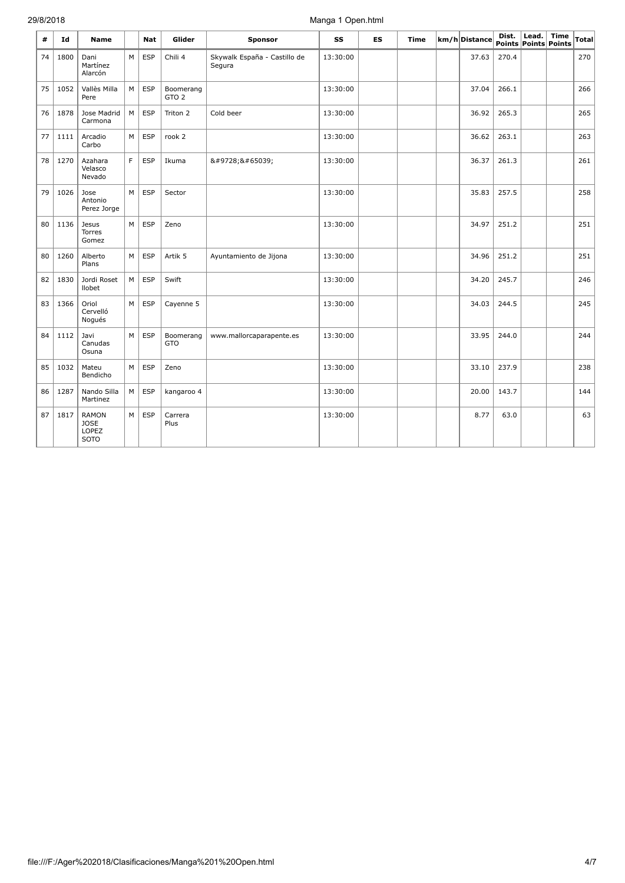| # | Id | Name | | Nat | Glider | Sponsor | SS | ES | Time | km/h | Distance | Dist. Points | Lead. Points | Time Points | Total |
|---|---|---|---|---|---|---|---|---|---|---|---|---|---|---|---|
| 74 | 1800 | Dani Martínez Alarcón | M | ESP | Chili 4 | Skywalk España - Castillo de Segura | 13:30:00 | | | | 37.63 | 270.4 | | | 270 |
| 75 | 1052 | Vallès Milla Pere | M | ESP | Boomerang GTO 2 | | 13:30:00 | | | | 37.04 | 266.1 | | | 266 |
| 76 | 1878 | Jose Madrid Carmona | M | ESP | Triton 2 | Cold beer | 13:30:00 | | | | 36.92 | 265.3 | | | 265 |
| 77 | 1111 | Arcadio Carbo | M | ESP | rook 2 | | 13:30:00 | | | | 36.62 | 263.1 | | | 263 |
| 78 | 1270 | Azahara Velasco Nevado | F | ESP | Ikuma | &#9728;&#65039; | 13:30:00 | | | | 36.37 | 261.3 | | | 261 |
| 79 | 1026 | Jose Antonio Perez Jorge | M | ESP | Sector | | 13:30:00 | | | | 35.83 | 257.5 | | | 258 |
| 80 | 1136 | Jesus Torres Gomez | M | ESP | Zeno | | 13:30:00 | | | | 34.97 | 251.2 | | | 251 |
| 80 | 1260 | Alberto Plans | M | ESP | Artik 5 | Ayuntamiento de Jijona | 13:30:00 | | | | 34.96 | 251.2 | | | 251 |
| 82 | 1830 | Jordi Roset llobet | M | ESP | Swift | | 13:30:00 | | | | 34.20 | 245.7 | | | 246 |
| 83 | 1366 | Oriol Cervelló Nogués | M | ESP | Cayenne 5 | | 13:30:00 | | | | 34.03 | 244.5 | | | 245 |
| 84 | 1112 | Javi Canudas Osuna | M | ESP | Boomerang GTO | www.mallorcaparapente.es | 13:30:00 | | | | 33.95 | 244.0 | | | 244 |
| 85 | 1032 | Mateu Bendicho | M | ESP | Zeno | | 13:30:00 | | | | 33.10 | 237.9 | | | 238 |
| 86 | 1287 | Nando Silla Martinez | M | ESP | kangaroo 4 | | 13:30:00 | | | | 20.00 | 143.7 | | | 144 |
| 87 | 1817 | RAMON JOSE LOPEZ SOTO | M | ESP | Carrera Plus | | 13:30:00 | | | | 8.77 | 63.0 | | | 63 |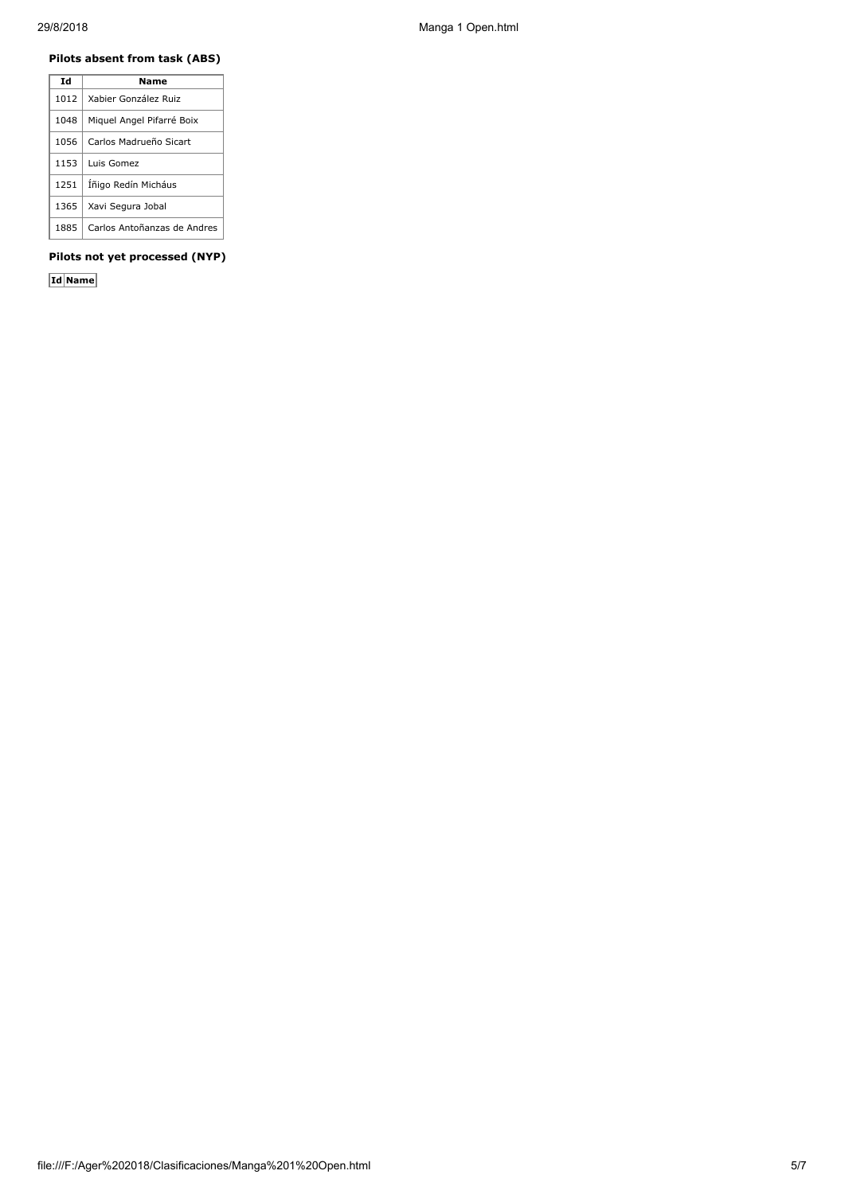**Pilots absent from task (ABS)**

| Id | Name |
|---|---|
| 1012 | Xabier González Ruiz |
| 1048 | Miquel Angel Pifarré Boix |
| 1056 | Carlos Madrueño Sicart |
| 1153 | Luis Gomez |
| 1251 | Íñigo Redín Micháus |
| 1365 | Xavi Segura Jobal |
| 1885 | Carlos Antoñanzas de Andres |

**Pilots not yet processed (NYP)**

| Id | Name |
|---|---|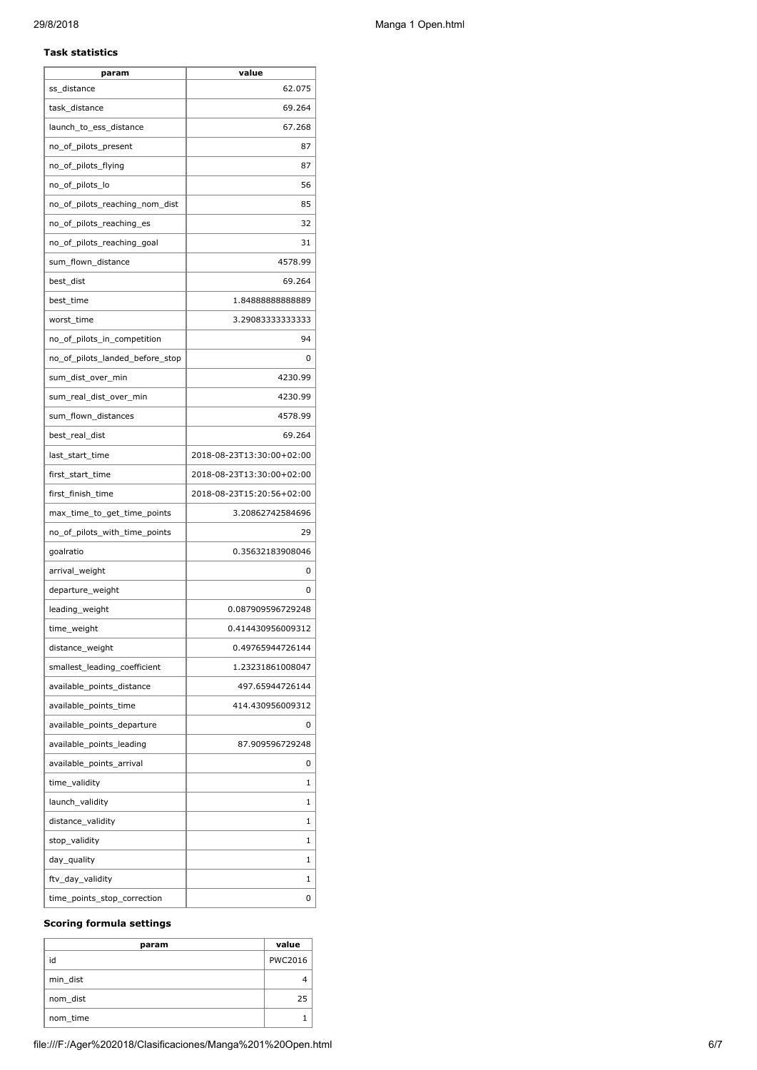**Task statistics**

| param | value |
| --- | --- |
| ss_distance | 62.075 |
| task_distance | 69.264 |
| launch_to_ess_distance | 67.268 |
| no_of_pilots_present | 87 |
| no_of_pilots_flying | 87 |
| no_of_pilots_lo | 56 |
| no_of_pilots_reaching_nom_dist | 85 |
| no_of_pilots_reaching_es | 32 |
| no_of_pilots_reaching_goal | 31 |
| sum_flown_distance | 4578.99 |
| best_dist | 69.264 |
| best_time | 1.84888888888889 |
| worst_time | 3.29083333333333 |
| no_of_pilots_in_competition | 94 |
| no_of_pilots_landed_before_stop | 0 |
| sum_dist_over_min | 4230.99 |
| sum_real_dist_over_min | 4230.99 |
| sum_flown_distances | 4578.99 |
| best_real_dist | 69.264 |
| last_start_time | 2018-08-23T13:30:00+02:00 |
| first_start_time | 2018-08-23T13:30:00+02:00 |
| first_finish_time | 2018-08-23T15:20:56+02:00 |
| max_time_to_get_time_points | 3.20862742584696 |
| no_of_pilots_with_time_points | 29 |
| goalratio | 0.35632183908046 |
| arrival_weight | 0 |
| departure_weight | 0 |
| leading_weight | 0.087909596729248 |
| time_weight | 0.414430956009312 |
| distance_weight | 0.49765944726144 |
| smallest_leading_coefficient | 1.23231861008047 |
| available_points_distance | 497.65944726144 |
| available_points_time | 414.430956009312 |
| available_points_departure | 0 |
| available_points_leading | 87.909596729248 |
| available_points_arrival | 0 |
| time_validity | 1 |
| launch_validity | 1 |
| distance_validity | 1 |
| stop_validity | 1 |
| day_quality | 1 |
| ftv_day_validity | 1 |
| time_points_stop_correction | 0 |

**Scoring formula settings**

| param | value |
| --- | --- |
| id | PWC2016 |
| min_dist | 4 |
| nom_dist | 25 |
| nom_time | 1 |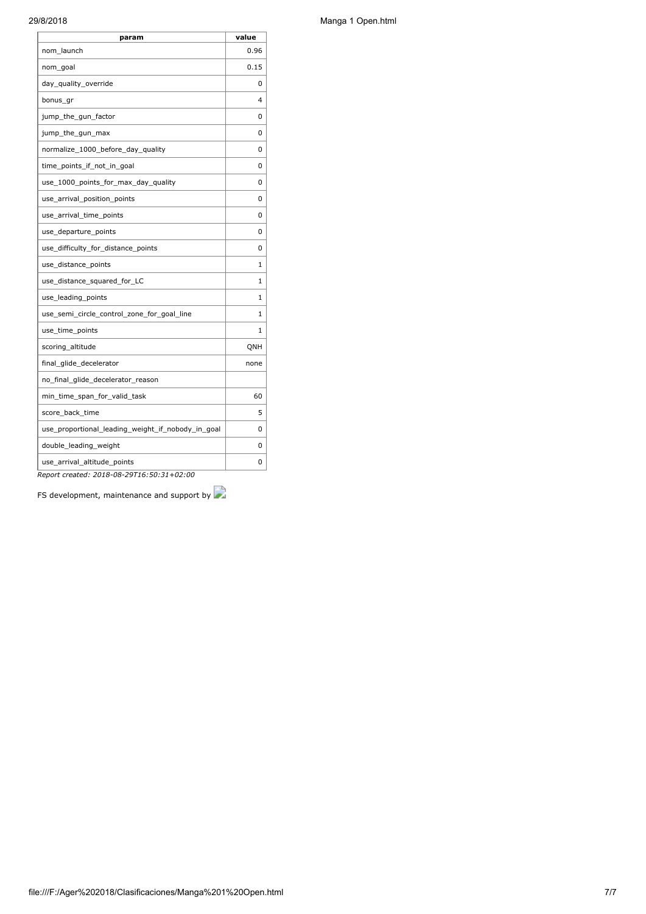| param | value |
| --- | --- |
| nom_launch | 0.96 |
| nom_goal | 0.15 |
| day_quality_override | 0 |
| bonus_gr | 4 |
| jump_the_gun_factor | 0 |
| jump_the_gun_max | 0 |
| normalize_1000_before_day_quality | 0 |
| time_points_if_not_in_goal | 0 |
| use_1000_points_for_max_day_quality | 0 |
| use_arrival_position_points | 0 |
| use_arrival_time_points | 0 |
| use_departure_points | 0 |
| use_difficulty_for_distance_points | 0 |
| use_distance_points | 1 |
| use_distance_squared_for_LC | 1 |
| use_leading_points | 1 |
| use_semi_circle_control_zone_for_goal_line | 1 |
| use_time_points | 1 |
| scoring_altitude | QNH |
| final_glide_decelerator | none |
| no_final_glide_decelerator_reason | |
| min_time_span_for_valid_task | 60 |
| score_back_time | 5 |
| use_proportional_leading_weight_if_nobody_in_goal | 0 |
| double_leading_weight | 0 |
| use_arrival_altitude_points | 0 |

*Report created: 2018-08-29T16:50:31+02:00*

FS development, maintenance and support by